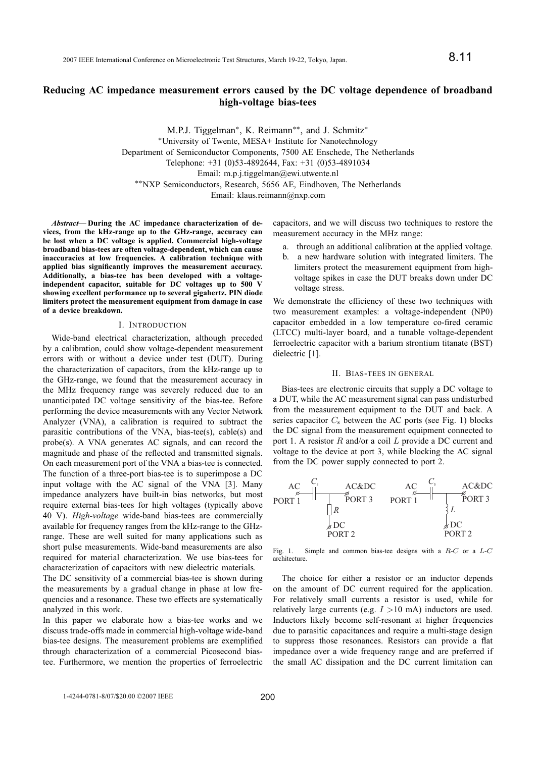# Reducing AC impedance measurement errors caused by the DC voltage dependence of broadband high-voltage bias-tees

M.P.J. Tiggelman*, K. Reimann**, and J. Schmitz*

*University of Twente, MESA+ Institute for Nanotechnology
Department of Semiconductor Components, 7500 AE Enschede, The Netherlands
Telephone: +31 (0)53-4892644, Fax: +31 (0)53-4891034
Email: m.p.j.tiggelman@ewi.utwente.nl

**NXP Semiconductors, Research, 5656 AE, Eindhoven, The Netherlands
Email: klaus.reimann@nxp.com

***Abstract*— During the AC impedance characterization of devices, from the kHz-range up to the GHz-range, accuracy can be lost when a DC voltage is applied. Commercial high-voltage broadband bias-tees are often voltage-dependent, which can cause inaccuracies at low frequencies. A calibration technique with applied bias significantly improves the measurement accuracy. Additionally, a bias-tee has been developed with a voltage-independent capacitor, suitable for DC voltages up to 500 V showing excellent performance up to several gigahertz. PIN diode limiters protect the measurement equipment from damage in case of a device breakdown.**

## I. Introduction

Wide-band electrical characterization, although preceded by a calibration, could show voltage-dependent measurement errors with or without a device under test (DUT). During the characterization of capacitors, from the kHz-range up to the GHz-range, we found that the measurement accuracy in the MHz frequency range was severely reduced due to an unanticipated DC voltage sensitivity of the bias-tee. Before performing the device measurements with any Vector Network Analyzer (VNA), a calibration is required to subtract the parasitic contributions of the VNA, bias-tee(s), cable(s) and probe(s). A VNA generates AC signals, and can record the magnitude and phase of the reflected and transmitted signals. On each measurement port of the VNA a bias-tee is connected. The function of a three-port bias-tee is to superimpose a DC input voltage with the AC signal of the VNA [3]. Many impedance analyzers have built-in bias networks, but most require external bias-tees for high voltages (typically above 40 V). *High-voltage* wide-band bias-tees are commercially available for frequency ranges from the kHz-range to the GHz-range. These are well suited for many applications such as short pulse measurements. Wide-band measurements are also required for material characterization. We use bias-tees for characterization of capacitors with new dielectric materials.

The DC sensitivity of a commercial bias-tee is shown during the measurements by a gradual change in phase at low frequencies and a resonance. These two effects are systematically analyzed in this work.

In this paper we elaborate how a bias-tee works and we discuss trade-offs made in commercial high-voltage wide-band bias-tee designs. The measurement problems are exemplified through characterization of a commercial Picosecond bias-tee. Furthermore, we mention the properties of ferroelectric capacitors, and we will discuss two techniques to restore the measurement accuracy in the MHz range:

a. through an additional calibration at the applied voltage.
b. a new hardware solution with integrated limiters. The limiters protect the measurement equipment from high-voltage spikes in case the DUT breaks down under DC voltage stress.

We demonstrate the efficiency of these two techniques with two measurement examples: a voltage-independent (NP0) capacitor embedded in a low temperature co-fired ceramic (LTCC) multi-layer board, and a tunable voltage-dependent ferroelectric capacitor with a barium strontium titanate (BST) dielectric [1].

## II. Bias-tees in general

Bias-tees are electronic circuits that supply a DC voltage to a DUT, while the AC measurement signal can pass undisturbed from the measurement equipment to the DUT and back. A series capacitor $C_s$ between the AC ports (see Fig. 1) blocks the DC signal from the measurement equipment connected to port 1. A resistor $R$ and/or a coil $L$ provide a DC current and voltage to the device at port 3, while blocking the AC signal from the DC power supply connected to port 2.

Fig. 1. Simple and common bias-tee designs with a $R$-$C$ or a $L$-$C$ architecture.

The choice for either a resistor or an inductor depends on the amount of DC current required for the application. For relatively small currents a resistor is used, while for relatively large currents (e.g. $I$ >10 mA) inductors are used. Inductors likely become self-resonant at higher frequencies due to parasitic capacitances and require a multi-stage design to suppress those resonances. Resistors can provide a flat impedance over a wide frequency range and are preferred if the small AC dissipation and the DC current limitation can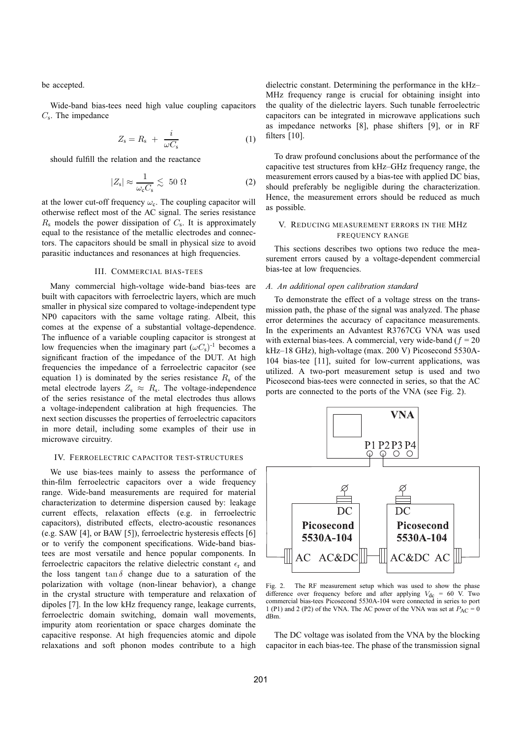be accepted.

Wide-band bias-tees need high value coupling capacitors $C_s$. The impedance

$$Z_s = R_s + \frac{i}{\omega C_s} \tag{1}$$

should fulfill the relation and the reactance

$$|Z_s| \approx \frac{1}{\omega_c C_s} \lesssim 50\ \Omega \tag{2}$$

at the lower cut-off frequency $\omega_c$. The coupling capacitor will otherwise reflect most of the AC signal. The series resistance $R_s$ models the power dissipation of $C_s$. It is approximately equal to the resistance of the metallic electrodes and connectors. The capacitors should be small in physical size to avoid parasitic inductances and resonances at high frequencies.

## III. Commercial bias-tees

Many commercial high-voltage wide-band bias-tees are built with capacitors with ferroelectric layers, which are much smaller in physical size compared to voltage-independent type NP0 capacitors with the same voltage rating. Albeit, this comes at the expense of a substantial voltage-dependence. The influence of a variable coupling capacitor is strongest at low frequencies when the imaginary part $(\omega C_s)^{-1}$ becomes a significant fraction of the impedance of the DUT. At high frequencies the impedance of a ferroelectric capacitor (see equation 1) is dominated by the series resistance $R_s$ of the metal electrode layers $Z_s \approx R_s$. The voltage-independence of the series resistance of the metal electrodes thus allows a voltage-independent calibration at high frequencies. The next section discusses the properties of ferroelectric capacitors in more detail, including some examples of their use in microwave circuitry.

## IV. Ferroelectric capacitor test-structures

We use bias-tees mainly to assess the performance of thin-film ferroelectric capacitors over a wide frequency range. Wide-band measurements are required for material characterization to determine dispersion caused by: leakage current effects, relaxation effects (e.g. in ferroelectric capacitors), distributed effects, electro-acoustic resonances (e.g. SAW [4], or BAW [5]), ferroelectric hysteresis effects [6] or to verify the component specifications. Wide-band bias-tees are most versatile and hence popular components. In ferroelectric capacitors the relative dielectric constant $\epsilon_r$ and the loss tangent $\tan\delta$ change due to a saturation of the polarization with voltage (non-linear behavior), a change in the crystal structure with temperature and relaxation of dipoles [7]. In the low kHz frequency range, leakage currents, ferroelectric domain switching, domain wall movements, impurity atom reorientation or space charges dominate the capacitive response. At high frequencies atomic and dipole relaxations and soft phonon modes contribute to a high dielectric constant. Determining the performance in the kHz–MHz frequency range is crucial for obtaining insight into the quality of the dielectric layers. Such tunable ferroelectric capacitors can be integrated in microwave applications such as impedance networks [8], phase shifters [9], or in RF filters [10].

To draw profound conclusions about the performance of the capacitive test structures from kHz–GHz frequency range, the measurement errors caused by a bias-tee with applied DC bias, should preferably be negligible during the characterization. Hence, the measurement errors should be reduced as much as possible.

## V. Reducing measurement errors in the MHz frequency range

This sections describes two options two reduce the measurement errors caused by a voltage-dependent commercial bias-tee at low frequencies.

### A. An additional open calibration standard

To demonstrate the effect of a voltage stress on the transmission path, the phase of the signal was analyzed. The phase error determines the accuracy of capacitance measurements. In the experiments an Advantest R3767CG VNA was used with external bias-tees. A commercial, very wide-band ($f$ = 20 kHz–18 GHz), high-voltage (max. 200 V) Picosecond 5530A-104 bias-tee [11], suited for low-current applications, was utilized. A two-port measurement setup is used and two Picosecond bias-tees were connected in series, so that the AC ports are connected to the ports of the VNA (see Fig. 2).

Fig. 2. The RF measurement setup which was used to show the phase difference over frequency before and after applying $V_{dc}$ = 60 V. Two commercial bias-tees Picosecond 5530A-104 were connected in series to port 1 (P1) and 2 (P2) of the VNA. The AC power of the VNA was set at $P_{AC}$ = 0 dBm.

The DC voltage was isolated from the VNA by the blocking capacitor in each bias-tee. The phase of the transmission signal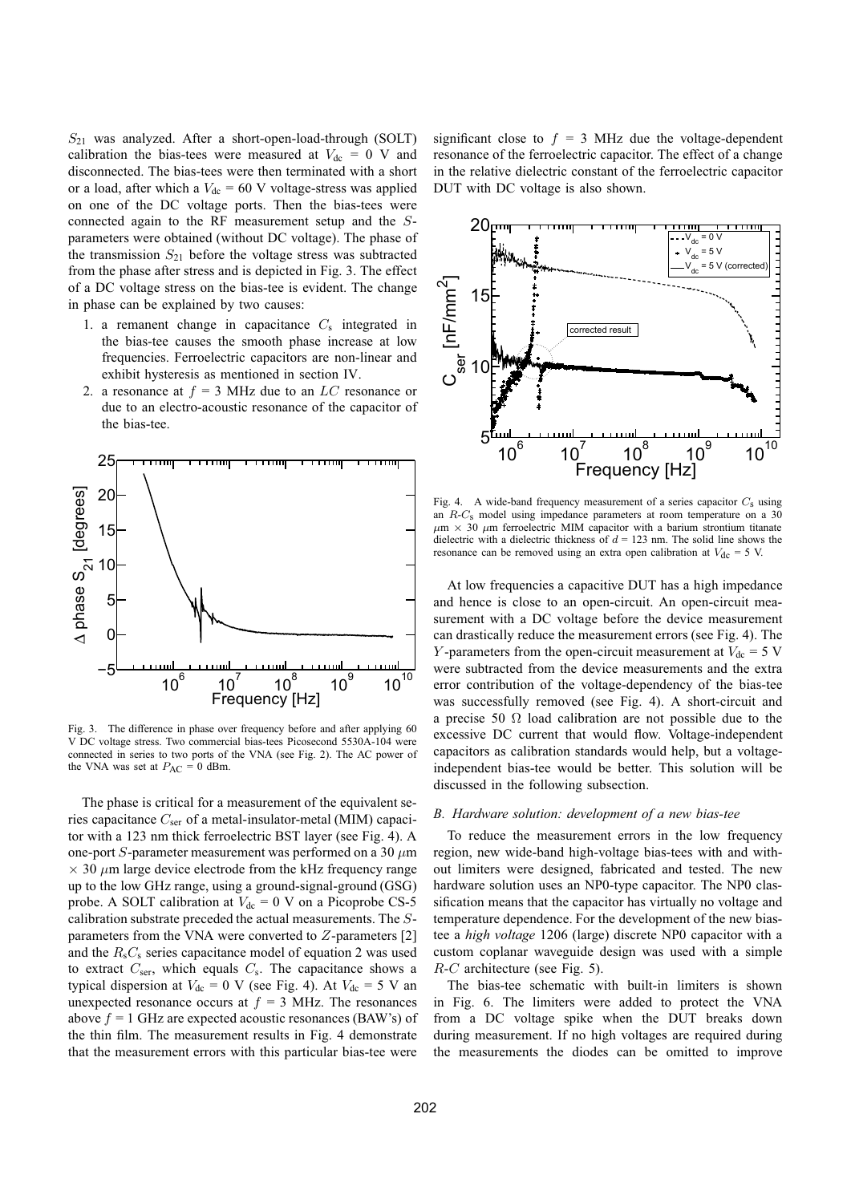$S_{21}$ was analyzed. After a short-open-load-through (SOLT) calibration the bias-tees were measured at $V_{dc}$ = 0 V and disconnected. The bias-tees were then terminated with a short or a load, after which a $V_{dc}$ = 60 V voltage-stress was applied on one of the DC voltage ports. Then the bias-tees were connected again to the RF measurement setup and the $S$-parameters were obtained (without DC voltage). The phase of the transmission $S_{21}$ before the voltage stress was subtracted from the phase after stress and is depicted in Fig. 3. The effect of a DC voltage stress on the bias-tee is evident. The change in phase can be explained by two causes:

1. a remanent change in capacitance $C_s$ integrated in the bias-tee causes the smooth phase increase at low frequencies. Ferroelectric capacitors are non-linear and exhibit hysteresis as mentioned in section IV.
2. a resonance at $f$ = 3 MHz due to an $LC$ resonance or due to an electro-acoustic resonance of the capacitor of the bias-tee.

Fig. 3. The difference in phase over frequency before and after applying 60 V DC voltage stress. Two commercial bias-tees Picosecond 5530A-104 were connected in series to two ports of the VNA (see Fig. 2). The AC power of the VNA was set at $P_{AC}$ = 0 dBm.

The phase is critical for a measurement of the equivalent series capacitance $C_{ser}$ of a metal-insulator-metal (MIM) capacitor with a 123 nm thick ferroelectric BST layer (see Fig. 4). A one-port $S$-parameter measurement was performed on a 30 $\mu$m $\times$ 30 $\mu$m large device electrode from the kHz frequency range up to the low GHz range, using a ground-signal-ground (GSG) probe. A SOLT calibration at $V_{dc}$ = 0 V on a Picoprobe CS-5 calibration substrate preceded the actual measurements. The $S$-parameters from the VNA were converted to $Z$-parameters [2] and the $R_sC_s$ series capacitance model of equation 2 was used to extract $C_{ser}$, which equals $C_s$. The capacitance shows a typical dispersion at $V_{dc}$ = 0 V (see Fig. 4). At $V_{dc}$ = 5 V an unexpected resonance occurs at $f$ = 3 MHz. The resonances above $f$ = 1 GHz are expected acoustic resonances (BAW's) of the thin film. The measurement results in Fig. 4 demonstrate that the measurement errors with this particular bias-tee were significant close to $f$ = 3 MHz due the voltage-dependent resonance of the ferroelectric capacitor. The effect of a change in the relative dielectric constant of the ferroelectric capacitor DUT with DC voltage is also shown.

Fig. 4. A wide-band frequency measurement of a series capacitor $C_s$ using an $R$-$C_s$ model using impedance parameters at room temperature on a 30 $\mu$m $\times$ 30 $\mu$m ferroelectric MIM capacitor with a barium strontium titanate dielectric with a dielectric thickness of $d$ = 123 nm. The solid line shows the resonance can be removed using an extra open calibration at $V_{dc}$ = 5 V.

At low frequencies a capacitive DUT has a high impedance and hence is close to an open-circuit. An open-circuit measurement with a DC voltage before the device measurement can drastically reduce the measurement errors (see Fig. 4). The $Y$-parameters from the open-circuit measurement at $V_{dc}$ = 5 V were subtracted from the device measurements and the extra error contribution of the voltage-dependency of the bias-tee was successfully removed (see Fig. 4). A short-circuit and a precise 50 $\Omega$ load calibration are not possible due to the excessive DC current that would flow. Voltage-independent capacitors as calibration standards would help, but a voltage-independent bias-tee would be better. This solution will be discussed in the following subsection.

### *B. Hardware solution: development of a new bias-tee*

To reduce the measurement errors in the low frequency region, new wide-band high-voltage bias-tees with and without limiters were designed, fabricated and tested. The new hardware solution uses an NP0-type capacitor. The NP0 classification means that the capacitor has virtually no voltage and temperature dependence. For the development of the new bias-tee a *high voltage* 1206 (large) discrete NP0 capacitor with a custom coplanar waveguide design was used with a simple $R$-$C$ architecture (see Fig. 5).

The bias-tee schematic with built-in limiters is shown in Fig. 6. The limiters were added to protect the VNA from a DC voltage spike when the DUT breaks down during measurement. If no high voltages are required during the measurements the diodes can be omitted to improve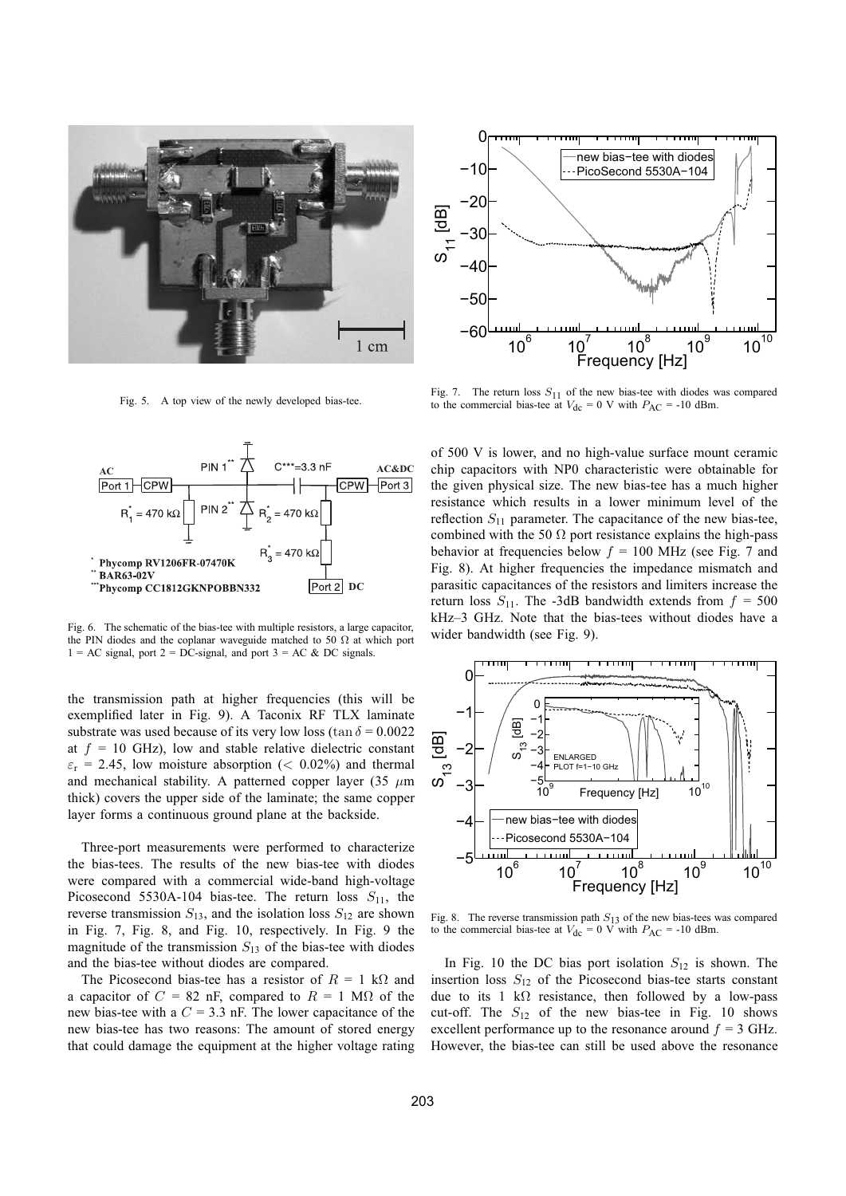Fig. 5. A top view of the newly developed bias-tee.

Fig. 6. The schematic of the bias-tee with multiple resistors, a large capacitor, the PIN diodes and the coplanar waveguide matched to 50 Ω at which port 1 = AC signal, port 2 = DC-signal, and port 3 = AC & DC signals.

the transmission path at higher frequencies (this will be exemplified later in Fig. 9). A Taconix RF TLX laminate substrate was used because of its very low loss ($\tan\delta = 0.0022$ at $f$ = 10 GHz), low and stable relative dielectric constant $\varepsilon_r$ = 2.45, low moisture absorption (< 0.02%) and thermal and mechanical stability. A patterned copper layer (35 $\mu$m thick) covers the upper side of the laminate; the same copper layer forms a continuous ground plane at the backside.

Three-port measurements were performed to characterize the bias-tees. The results of the new bias-tee with diodes were compared with a commercial wide-band high-voltage Picosecond 5530A-104 bias-tee. The return loss $S_{11}$, the reverse transmission $S_{13}$, and the isolation loss $S_{12}$ are shown in Fig. 7, Fig. 8, and Fig. 10, respectively. In Fig. 9 the magnitude of the transmission $S_{13}$ of the bias-tee with diodes and the bias-tee without diodes are compared.

The Picosecond bias-tee has a resistor of $R$ = 1 kΩ and a capacitor of $C$ = 82 nF, compared to $R$ = 1 MΩ of the new bias-tee with a $C$ = 3.3 nF. The lower capacitance of the new bias-tee has two reasons: The amount of stored energy that could damage the equipment at the higher voltage rating of 500 V is lower, and no high-value surface mount ceramic chip capacitors with NP0 characteristic were obtainable for the given physical size. The new bias-tee has a much higher resistance which results in a lower minimum level of the reflection $S_{11}$ parameter. The capacitance of the new bias-tee, combined with the 50 Ω port resistance explains the high-pass behavior at frequencies below $f$ = 100 MHz (see Fig. 7 and Fig. 8). At higher frequencies the impedance mismatch and parasitic capacitances of the resistors and limiters increase the return loss $S_{11}$. The -3dB bandwidth extends from $f$ = 500 kHz–3 GHz. Note that the bias-tees without diodes have a wider bandwidth (see Fig. 9).

Fig. 7. The return loss $S_{11}$ of the new bias-tee with diodes was compared to the commercial bias-tee at $V_{\mathrm{dc}}$ = 0 V with $P_{\mathrm{AC}}$ = -10 dBm.

Fig. 8. The reverse transmission path $S_{13}$ of the new bias-tees was compared to the commercial bias-tee at $V_{\mathrm{dc}}$ = 0 V with $P_{\mathrm{AC}}$ = -10 dBm.

In Fig. 10 the DC bias port isolation $S_{12}$ is shown. The insertion loss $S_{12}$ of the Picosecond bias-tee starts constant due to its 1 kΩ resistance, then followed by a low-pass cut-off. The $S_{12}$ of the new bias-tee in Fig. 10 shows excellent performance up to the resonance around $f$ = 3 GHz. However, the bias-tee can still be used above the resonance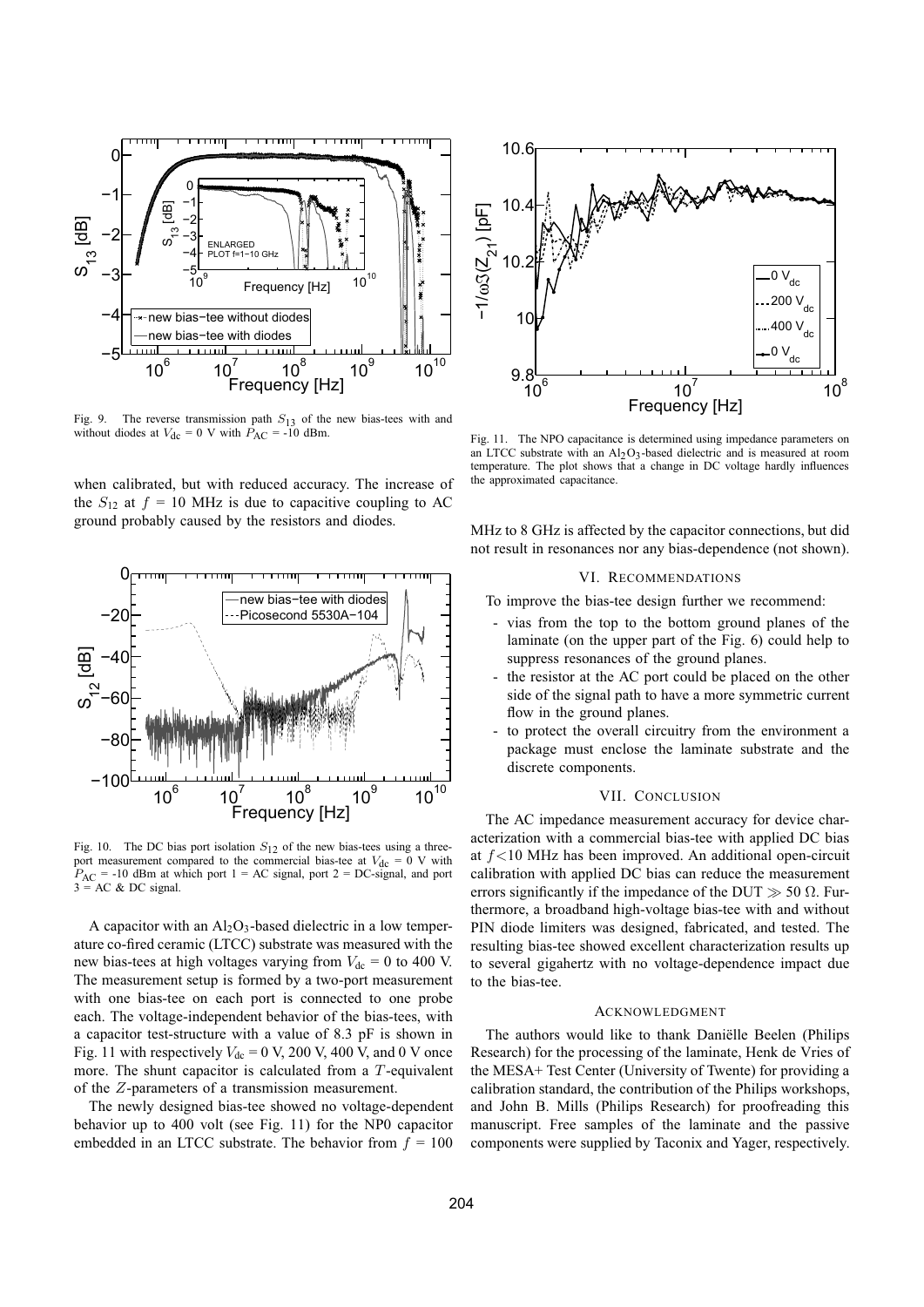Fig. 9. The reverse transmission path $S_{13}$ of the new bias-tees with and without diodes at $V_{dc}$ = 0 V with $P_{AC}$ = -10 dBm.

when calibrated, but with reduced accuracy. The increase of the $S_{12}$ at $f$ = 10 MHz is due to capacitive coupling to AC ground probably caused by the resistors and diodes.

Fig. 10. The DC bias port isolation $S_{12}$ of the new bias-tees using a three-port measurement compared to the commercial bias-tee at $V_{dc}$ = 0 V with $P_{AC}$ = -10 dBm at which port 1 = AC signal, port 2 = DC-signal, and port 3 = AC & DC signal.

A capacitor with an $Al_2O_3$-based dielectric in a low temperature co-fired ceramic (LTCC) substrate was measured with the new bias-tees at high voltages varying from $V_{dc}$ = 0 to 400 V. The measurement setup is formed by a two-port measurement with one bias-tee on each port is connected to one probe each. The voltage-independent behavior of the bias-tees, with a capacitor test-structure with a value of 8.3 pF is shown in Fig. 11 with respectively $V_{dc}$ = 0 V, 200 V, 400 V, and 0 V once more. The shunt capacitor is calculated from a $T$-equivalent of the $Z$-parameters of a transmission measurement.

The newly designed bias-tee showed no voltage-dependent behavior up to 400 volt (see Fig. 11) for the NP0 capacitor embedded in an LTCC substrate. The behavior from $f$ = 100 MHz to 8 GHz is affected by the capacitor connections, but did not result in resonances nor any bias-dependence (not shown).

Fig. 11. The NPO capacitance is determined using impedance parameters on an LTCC substrate with an $Al_2O_3$-based dielectric and is measured at room temperature. The plot shows that a change in DC voltage hardly influences the approximated capacitance.

## VI. Recommendations

To improve the bias-tee design further we recommend:

- vias from the top to the bottom ground planes of the laminate (on the upper part of the Fig. 6) could help to suppress resonances of the ground planes.
- the resistor at the AC port could be placed on the other side of the signal path to have a more symmetric current flow in the ground planes.
- to protect the overall circuitry from the environment a package must enclose the laminate substrate and the discrete components.

## VII. Conclusion

The AC impedance measurement accuracy for device characterization with a commercial bias-tee with applied DC bias at $f<10$ MHz has been improved. An additional open-circuit calibration with applied DC bias can reduce the measurement errors significantly if the impedance of the DUT $\gg 50\ \Omega$. Furthermore, a broadband high-voltage bias-tee with and without PIN diode limiters was designed, fabricated, and tested. The resulting bias-tee showed excellent characterization results up to several gigahertz with no voltage-dependence impact due to the bias-tee.

## Acknowledgment

The authors would like to thank Daniëlle Beelen (Philips Research) for the processing of the laminate, Henk de Vries of the MESA+ Test Center (University of Twente) for providing a calibration standard, the contribution of the Philips workshops, and John B. Mills (Philips Research) for proofreading this manuscript. Free samples of the laminate and the passive components were supplied by Taconix and Yager, respectively.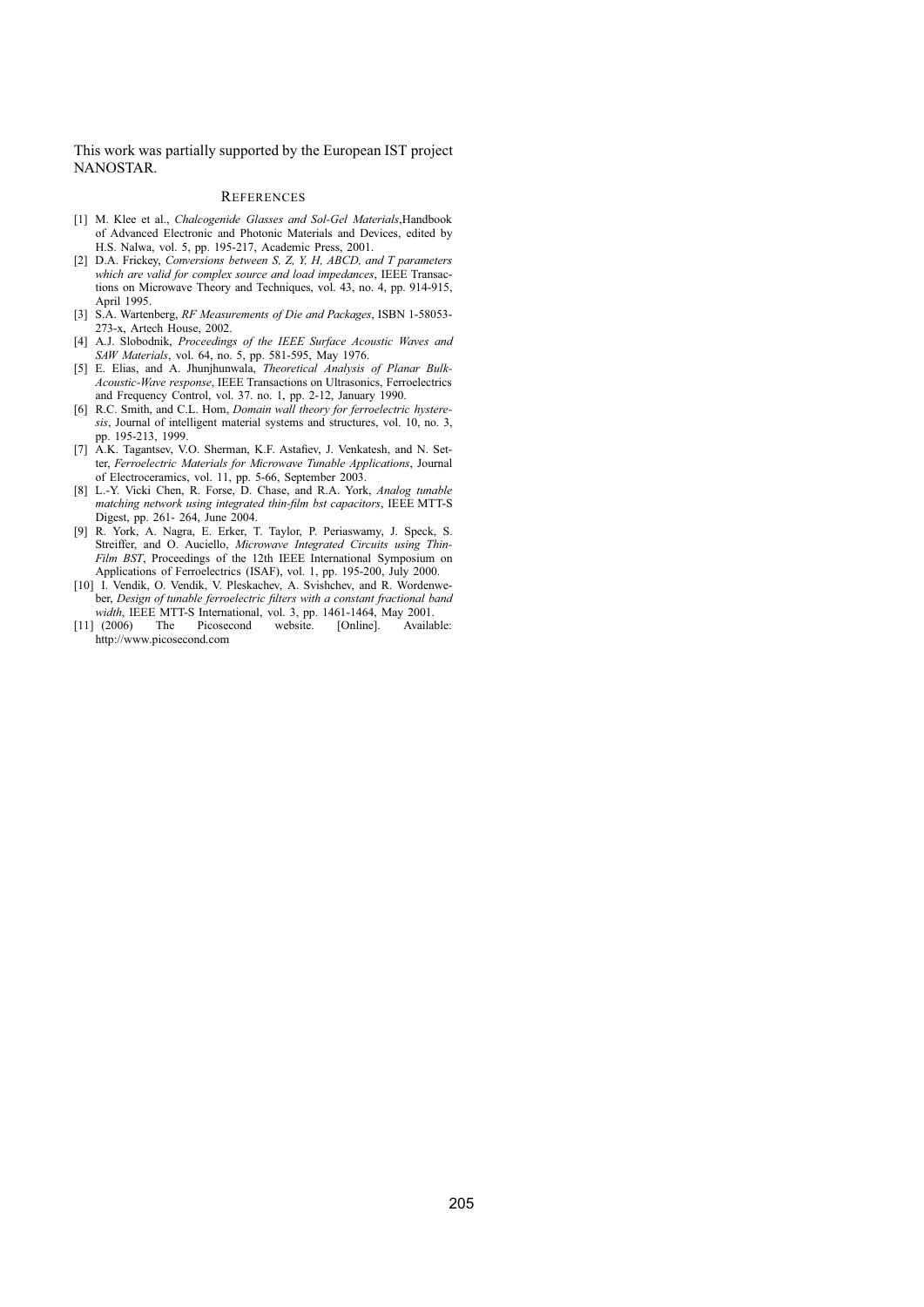This work was partially supported by the European IST project NANOSTAR.

## REFERENCES

[1] M. Klee et al., *Chalcogenide Glasses and Sol-Gel Materials*,Handbook of Advanced Electronic and Photonic Materials and Devices, edited by H.S. Nalwa, vol. 5, pp. 195-217, Academic Press, 2001.

[2] D.A. Frickey, *Conversions between S, Z, Y, H, ABCD, and T parameters which are valid for complex source and load impedances*, IEEE Transactions on Microwave Theory and Techniques, vol. 43, no. 4, pp. 914-915, April 1995.

[3] S.A. Wartenberg, *RF Measurements of Die and Packages*, ISBN 1-58053-273-x, Artech House, 2002.

[4] A.J. Slobodnik, *Proceedings of the IEEE Surface Acoustic Waves and SAW Materials*, vol. 64, no. 5, pp. 581-595, May 1976.

[5] E. Elias, and A. Jhunjhunwala, *Theoretical Analysis of Planar Bulk-Acoustic-Wave response*, IEEE Transactions on Ultrasonics, Ferroelectrics and Frequency Control, vol. 37. no. 1, pp. 2-12, January 1990.

[6] R.C. Smith, and C.L. Hom, *Domain wall theory for ferroelectric hysteresis*, Journal of intelligent material systems and structures, vol. 10, no. 3, pp. 195-213, 1999.

[7] A.K. Tagantsev, V.O. Sherman, K.F. Astafiev, J. Venkatesh, and N. Setter, *Ferroelectric Materials for Microwave Tunable Applications*, Journal of Electroceramics, vol. 11, pp. 5-66, September 2003.

[8] L.-Y. Vicki Chen, R. Forse, D. Chase, and R.A. York, *Analog tunable matching network using integrated thin-film bst capacitors*, IEEE MTT-S Digest, pp. 261- 264, June 2004.

[9] R. York, A. Nagra, E. Erker, T. Taylor, P. Periaswamy, J. Speck, S. Streiffer, and O. Auciello, *Microwave Integrated Circuits using Thin-Film BST*, Proceedings of the 12th IEEE International Symposium on Applications of Ferroelectrics (ISAF), vol. 1, pp. 195-200, July 2000.

[10] I. Vendik, O. Vendik, V. Pleskachev, A. Svishchev, and R. Wordenweber, *Design of tunable ferroelectric filters with a constant fractional band width*, IEEE MTT-S International, vol. 3, pp. 1461-1464, May 2001.

[11] (2006) The Picosecond website. [Online]. Available: http://www.picosecond.com